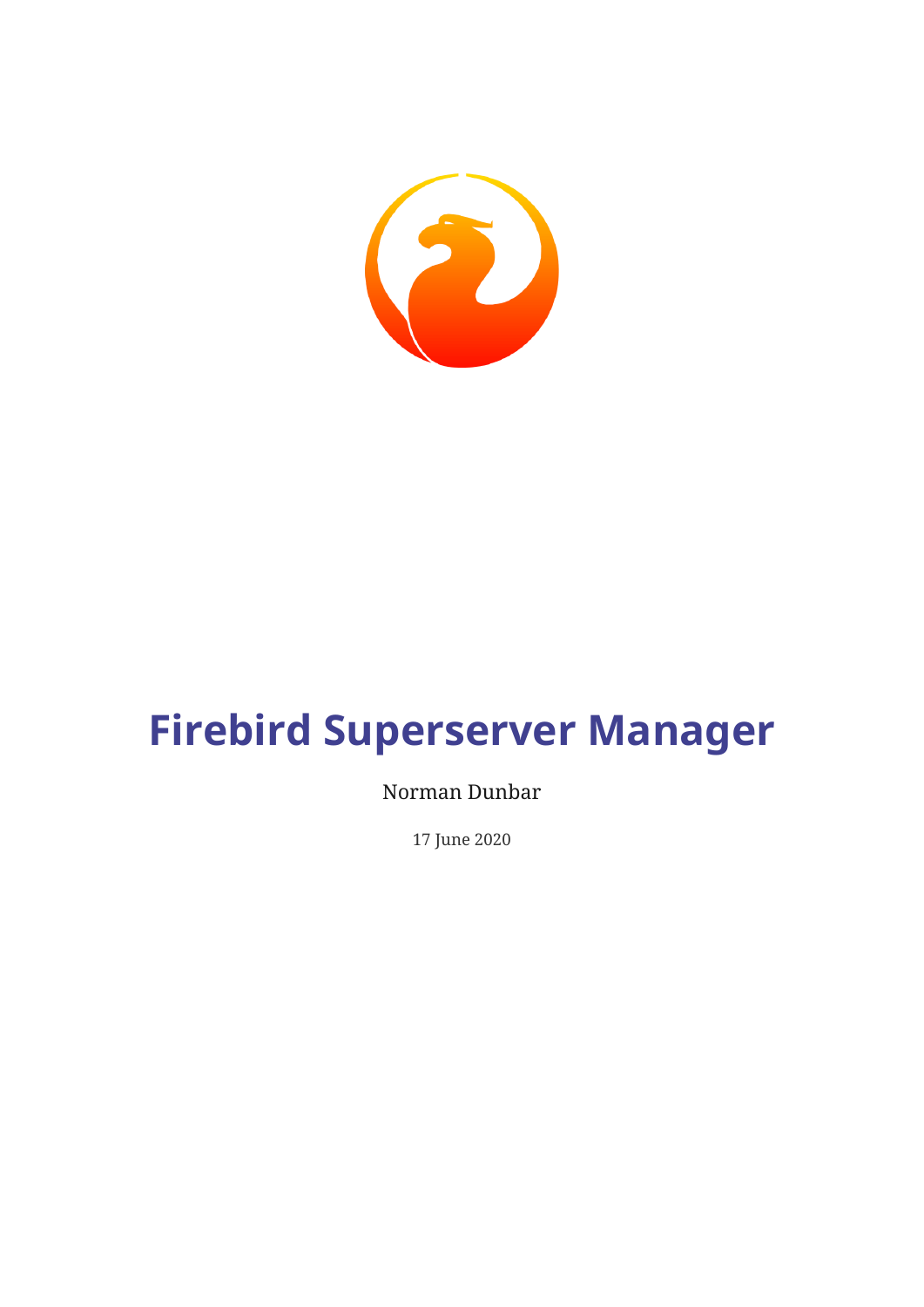# Firebird Superserver Manager

Norman Dunbar

17 June 2020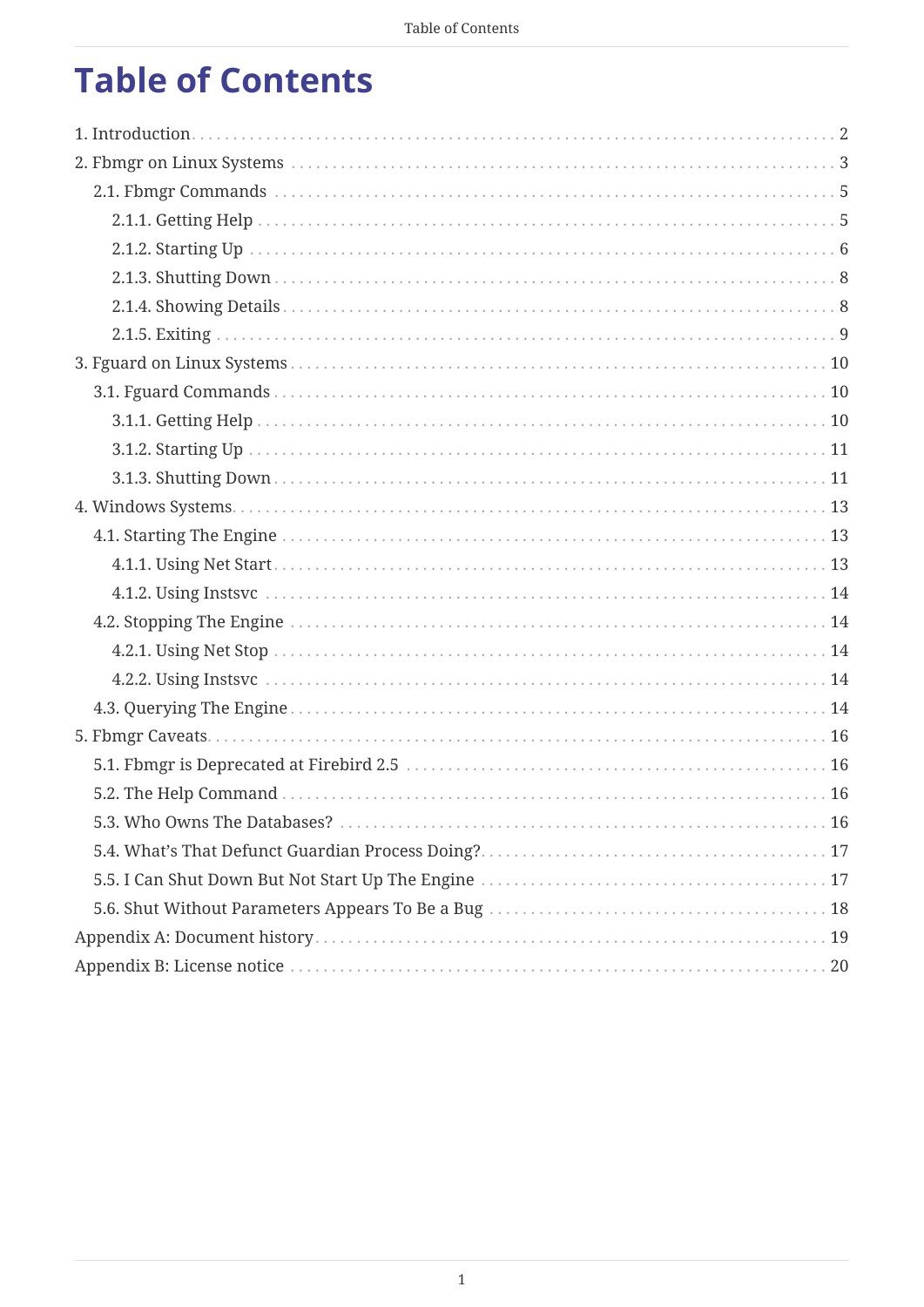# Table of Contents

- 1. Introduction ... 2
- 2. Fbmgr on Linux Systems ... 3
  - 2.1. Fbmgr Commands ... 5
    - 2.1.1. Getting Help ... 5
    - 2.1.2. Starting Up ... 6
    - 2.1.3. Shutting Down ... 8
    - 2.1.4. Showing Details ... 8
    - 2.1.5. Exiting ... 9
- 3. Fguard on Linux Systems ... 10
  - 3.1. Fguard Commands ... 10
    - 3.1.1. Getting Help ... 10
    - 3.1.2. Starting Up ... 11
    - 3.1.3. Shutting Down ... 11
- 4. Windows Systems ... 13
  - 4.1. Starting The Engine ... 13
    - 4.1.1. Using Net Start ... 13
    - 4.1.2. Using Instsvc ... 14
  - 4.2. Stopping The Engine ... 14
    - 4.2.1. Using Net Stop ... 14
    - 4.2.2. Using Instsvc ... 14
  - 4.3. Querying The Engine ... 14
- 5. Fbmgr Caveats ... 16
  - 5.1. Fbmgr is Deprecated at Firebird 2.5 ... 16
  - 5.2. The Help Command ... 16
  - 5.3. Who Owns The Databases? ... 16
  - 5.4. What's That Defunct Guardian Process Doing? ... 17
  - 5.5. I Can Shut Down But Not Start Up The Engine ... 17
  - 5.6. Shut Without Parameters Appears To Be a Bug ... 18
- Appendix A: Document history ... 19
- Appendix B: License notice ... 20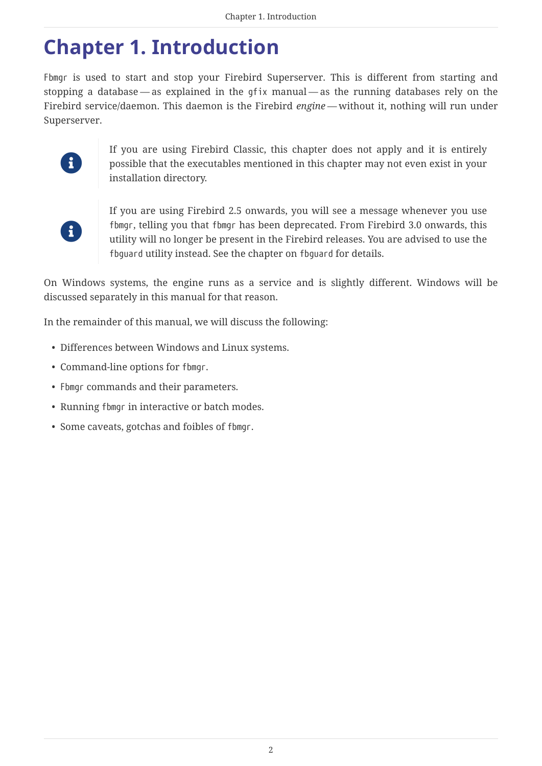# Chapter 1. Introduction

`Fbmgr` is used to start and stop your Firebird Superserver. This is different from starting and stopping a database — as explained in the `gfix` manual — as the running databases rely on the Firebird service/daemon. This daemon is the Firebird *engine* — without it, nothing will run under Superserver.

> If you are using Firebird Classic, this chapter does not apply and it is entirely possible that the executables mentioned in this chapter may not even exist in your installation directory.

> If you are using Firebird 2.5 onwards, you will see a message whenever you use `fbmgr`, telling you that `fbmgr` has been deprecated. From Firebird 3.0 onwards, this utility will no longer be present in the Firebird releases. You are advised to use the `fbguard` utility instead. See the chapter on `fbguard` for details.

On Windows systems, the engine runs as a service and is slightly different. Windows will be discussed separately in this manual for that reason.

In the remainder of this manual, we will discuss the following:

- Differences between Windows and Linux systems.
- Command-line options for `fbmgr`.
- `Fbmgr` commands and their parameters.
- Running `fbmgr` in interactive or batch modes.
- Some caveats, gotchas and foibles of `fbmgr`.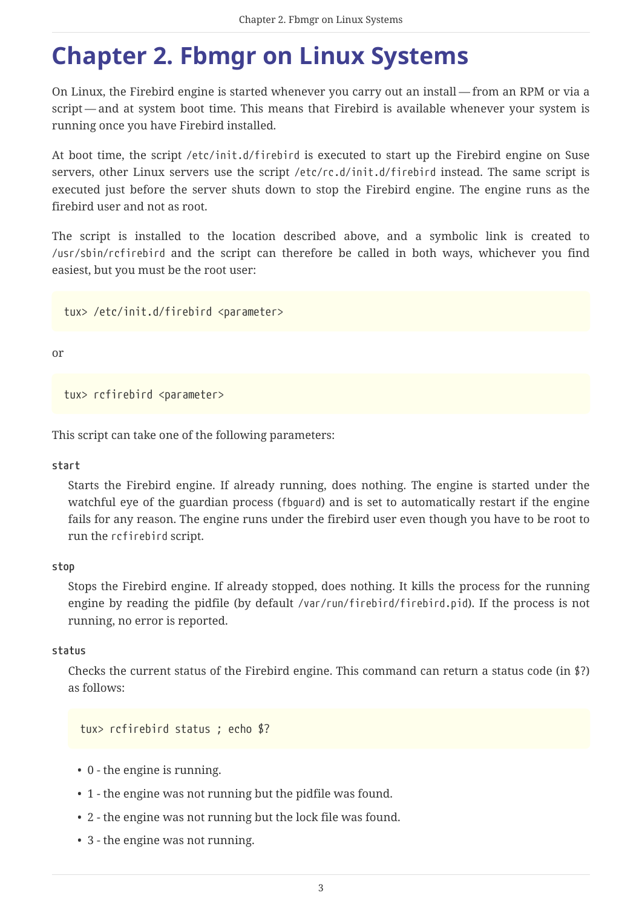# Chapter 2. Fbmgr on Linux Systems

On Linux, the Firebird engine is started whenever you carry out an install — from an RPM or via a script — and at system boot time. This means that Firebird is available whenever your system is running once you have Firebird installed.

At boot time, the script `/etc/init.d/firebird` is executed to start up the Firebird engine on Suse servers, other Linux servers use the script `/etc/rc.d/init.d/firebird` instead. The same script is executed just before the server shuts down to stop the Firebird engine. The engine runs as the firebird user and not as root.

The script is installed to the location described above, and a symbolic link is created to `/usr/sbin/rcfirebird` and the script can therefore be called in both ways, whichever you find easiest, but you must be the root user:

```
tux> /etc/init.d/firebird <parameter>
```

or

```
tux> rcfirebird <parameter>
```

This script can take one of the following parameters:

**start**

Starts the Firebird engine. If already running, does nothing. The engine is started under the watchful eye of the guardian process (`fbguard`) and is set to automatically restart if the engine fails for any reason. The engine runs under the firebird user even though you have to be root to run the `rcfirebird` script.

**stop**

Stops the Firebird engine. If already stopped, does nothing. It kills the process for the running engine by reading the pidfile (by default `/var/run/firebird/firebird.pid`). If the process is not running, no error is reported.

**status**

Checks the current status of the Firebird engine. This command can return a status code (in $?) as follows:

```
tux> rcfirebird status ; echo $?
```

- 0 - the engine is running.
- 1 - the engine was not running but the pidfile was found.
- 2 - the engine was not running but the lock file was found.
- 3 - the engine was not running.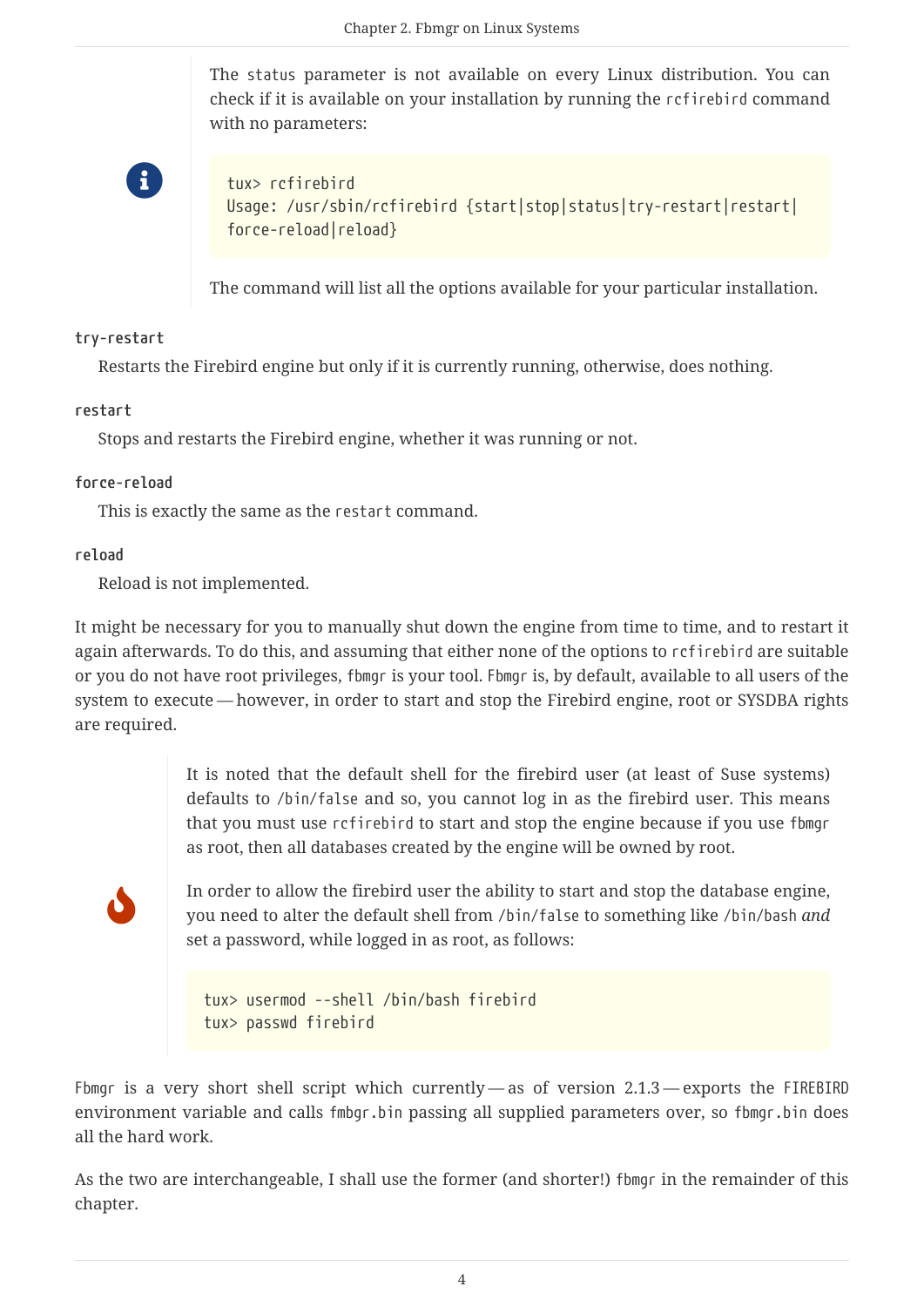> The `status` parameter is not available on every Linux distribution. You can check if it is available on your installation by running the `rcfirebird` command with no parameters:
>
> ```
> tux> rcfirebird
> Usage: /usr/sbin/rcfirebird {start|stop|status|try-restart|restart|
> force-reload|reload}
> ```
>
> The command will list all the options available for your particular installation.

**`try-restart`**

Restarts the Firebird engine but only if it is currently running, otherwise, does nothing.

**`restart`**

Stops and restarts the Firebird engine, whether it was running or not.

**`force-reload`**

This is exactly the same as the `restart` command.

**`reload`**

Reload is not implemented.

It might be necessary for you to manually shut down the engine from time to time, and to restart it again afterwards. To do this, and assuming that either none of the options to `rcfirebird` are suitable or you do not have root privileges, `fbmgr` is your tool. `Fbmgr` is, by default, available to all users of the system to execute — however, in order to start and stop the Firebird engine, root or SYSDBA rights are required.

> It is noted that the default shell for the firebird user (at least of Suse systems) defaults to `/bin/false` and so, you cannot log in as the firebird user. This means that you must use `rcfirebird` to start and stop the engine because if you use `fbmgr` as root, then all databases created by the engine will be owned by root.
>
> In order to allow the firebird user the ability to start and stop the database engine, you need to alter the default shell from `/bin/false` to something like `/bin/bash` *and* set a password, while logged in as root, as follows:
>
> ```
> tux> usermod --shell /bin/bash firebird
> tux> passwd firebird
> ```

`Fbmgr` is a very short shell script which currently — as of version 2.1.3 — exports the `FIREBIRD` environment variable and calls `fmbgr.bin` passing all supplied parameters over, so `fbmgr.bin` does all the hard work.

As the two are interchangeable, I shall use the former (and shorter!) `fbmgr` in the remainder of this chapter.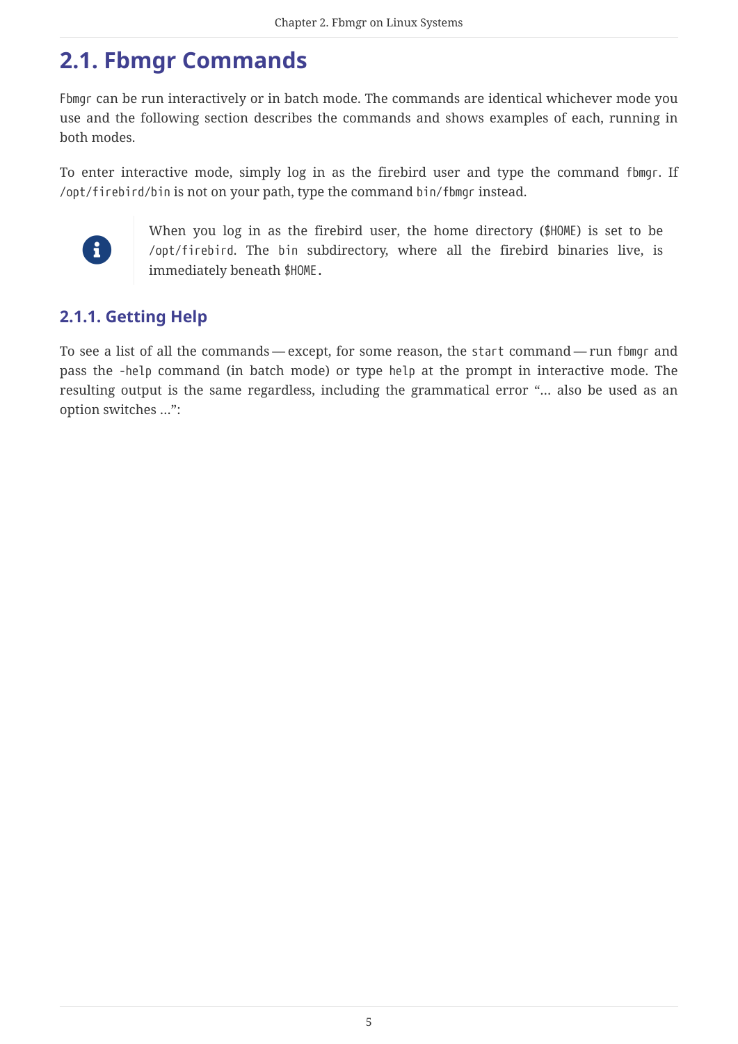## 2.1. Fbmgr Commands

`Fbmgr` can be run interactively or in batch mode. The commands are identical whichever mode you use and the following section describes the commands and shows examples of each, running in both modes.

To enter interactive mode, simply log in as the firebird user and type the command `fbmgr`. If `/opt/firebird/bin` is not on your path, type the command `bin/fbmgr` instead.

> When you log in as the firebird user, the home directory (`$HOME`) is set to be `/opt/firebird`. The `bin` subdirectory, where all the firebird binaries live, is immediately beneath `$HOME`.

### 2.1.1. Getting Help

To see a list of all the commands — except, for some reason, the `start` command — run `fbmgr` and pass the `-help` command (in batch mode) or type `help` at the prompt in interactive mode. The resulting output is the same regardless, including the grammatical error "… also be used as an option switches …":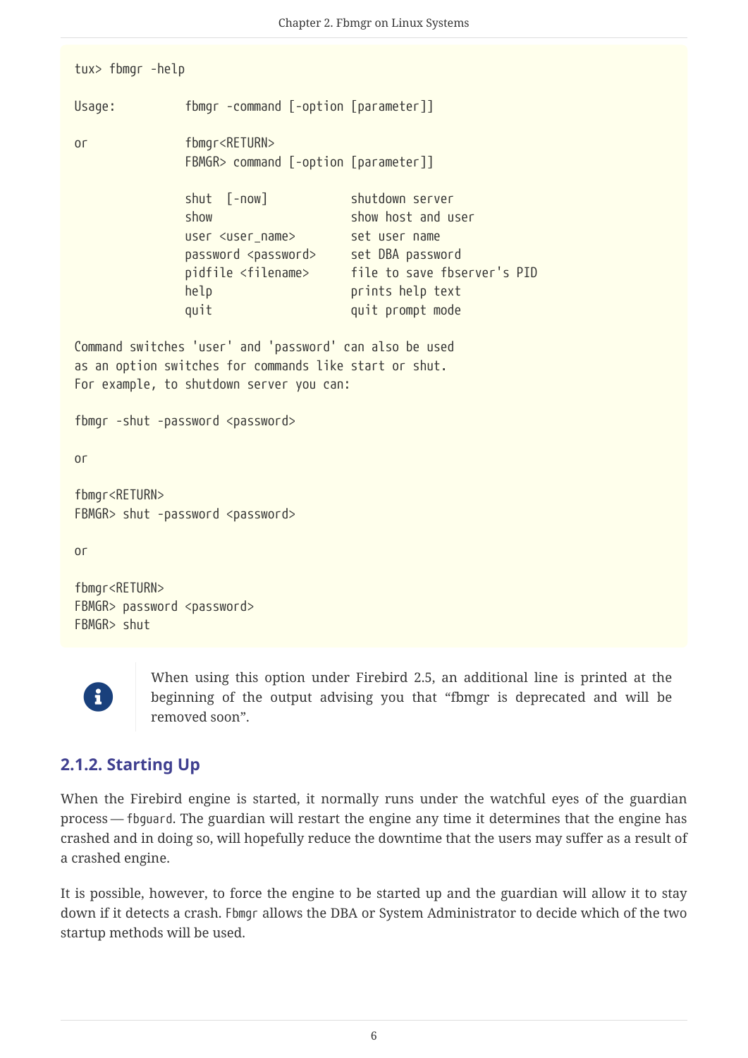```
tux> fbmgr -help

Usage:          fbmgr -command [-option [parameter]]

or              fbmgr<RETURN>
                FBMGR> command [-option [parameter]]

                shut  [-now]            shutdown server
                show                    show host and user
                user <user_name>        set user name
                password <password>     set DBA password
                pidfile <filename>      file to save fbserver's PID
                help                    prints help text
                quit                    quit prompt mode

Command switches 'user' and 'password' can also be used
as an option switches for commands like start or shut.
For example, to shutdown server you can:

fbmgr -shut -password <password>

or

fbmgr<RETURN>
FBMGR> shut -password <password>

or

fbmgr<RETURN>
FBMGR> password <password>
FBMGR> shut
```

> When using this option under Firebird 2.5, an additional line is printed at the beginning of the output advising you that “fbmgr is deprecated and will be removed soon”.

### 2.1.2. Starting Up

When the Firebird engine is started, it normally runs under the watchful eyes of the guardian process — `fbguard`. The guardian will restart the engine any time it determines that the engine has crashed and in doing so, will hopefully reduce the downtime that the users may suffer as a result of a crashed engine.

It is possible, however, to force the engine to be started up and the guardian will allow it to stay down if it detects a crash. `Fbmgr` allows the DBA or System Administrator to decide which of the two startup methods will be used.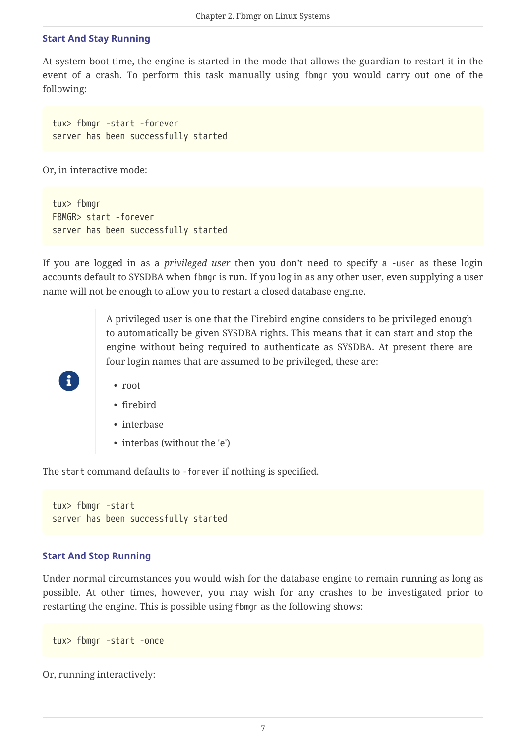### Start And Stay Running

At system boot time, the engine is started in the mode that allows the guardian to restart it in the event of a crash. To perform this task manually using `fbmgr` you would carry out one of the following:

```
tux> fbmgr -start -forever
server has been successfully started
```

Or, in interactive mode:

```
tux> fbmgr
FBMGR> start -forever
server has been successfully started
```

If you are logged in as a *privileged user* then you don't need to specify a `-user` as these login accounts default to SYSDBA when `fbmgr` is run. If you log in as any other user, even supplying a user name will not be enough to allow you to restart a closed database engine.

> A privileged user is one that the Firebird engine considers to be privileged enough to automatically be given SYSDBA rights. This means that it can start and stop the engine without being required to authenticate as SYSDBA. At present there are four login names that are assumed to be privileged, these are:
>
> - root
> - firebird
> - interbase
> - interbas (without the 'e')

The `start` command defaults to `-forever` if nothing is specified.

```
tux> fbmgr -start
server has been successfully started
```

### Start And Stop Running

Under normal circumstances you would wish for the database engine to remain running as long as possible. At other times, however, you may wish for any crashes to be investigated prior to restarting the engine. This is possible using `fbmgr` as the following shows:

```
tux> fbmgr -start -once
```

Or, running interactively: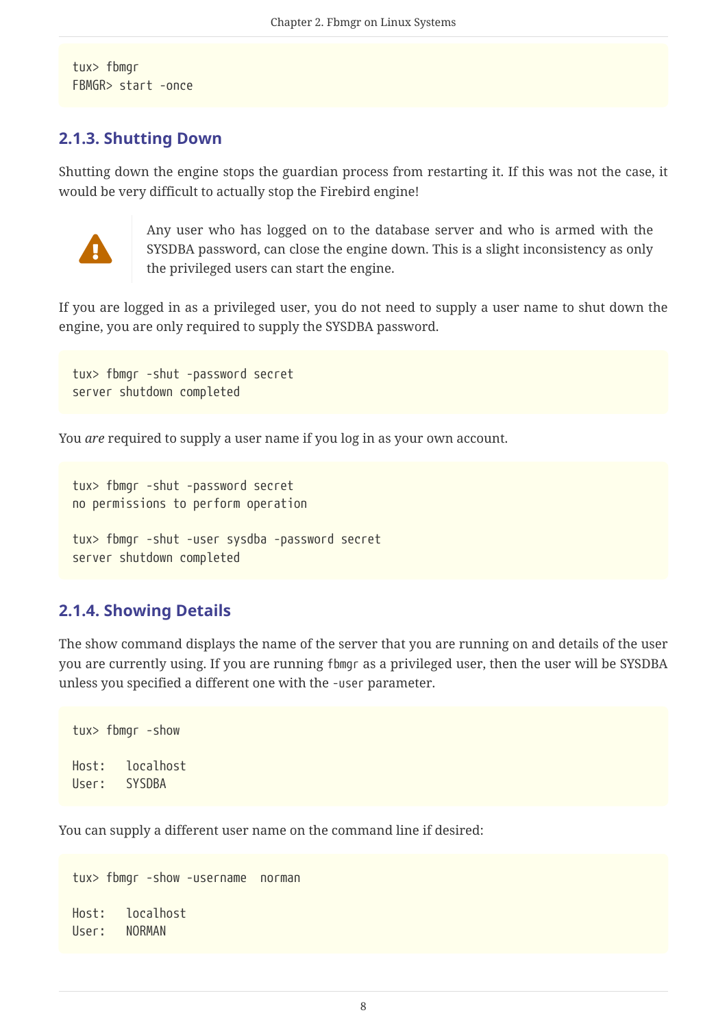```
tux> fbmgr
FBMGR> start -once
```

### 2.1.3. Shutting Down

Shutting down the engine stops the guardian process from restarting it. If this was not the case, it would be very difficult to actually stop the Firebird engine!

> Any user who has logged on to the database server and who is armed with the SYSDBA password, can close the engine down. This is a slight inconsistency as only the privileged users can start the engine.

If you are logged in as a privileged user, you do not need to supply a user name to shut down the engine, you are only required to supply the SYSDBA password.

```
tux> fbmgr -shut -password secret
server shutdown completed
```

You *are* required to supply a user name if you log in as your own account.

```
tux> fbmgr -shut -password secret
no permissions to perform operation

tux> fbmgr -shut -user sysdba -password secret
server shutdown completed
```

### 2.1.4. Showing Details

The show command displays the name of the server that you are running on and details of the user you are currently using. If you are running `fbmgr` as a privileged user, then the user will be SYSDBA unless you specified a different one with the `-user` parameter.

```
tux> fbmgr -show

Host:   localhost
User:   SYSDBA
```

You can supply a different user name on the command line if desired:

```
tux> fbmgr -show -username  norman

Host:   localhost
User:   NORMAN
```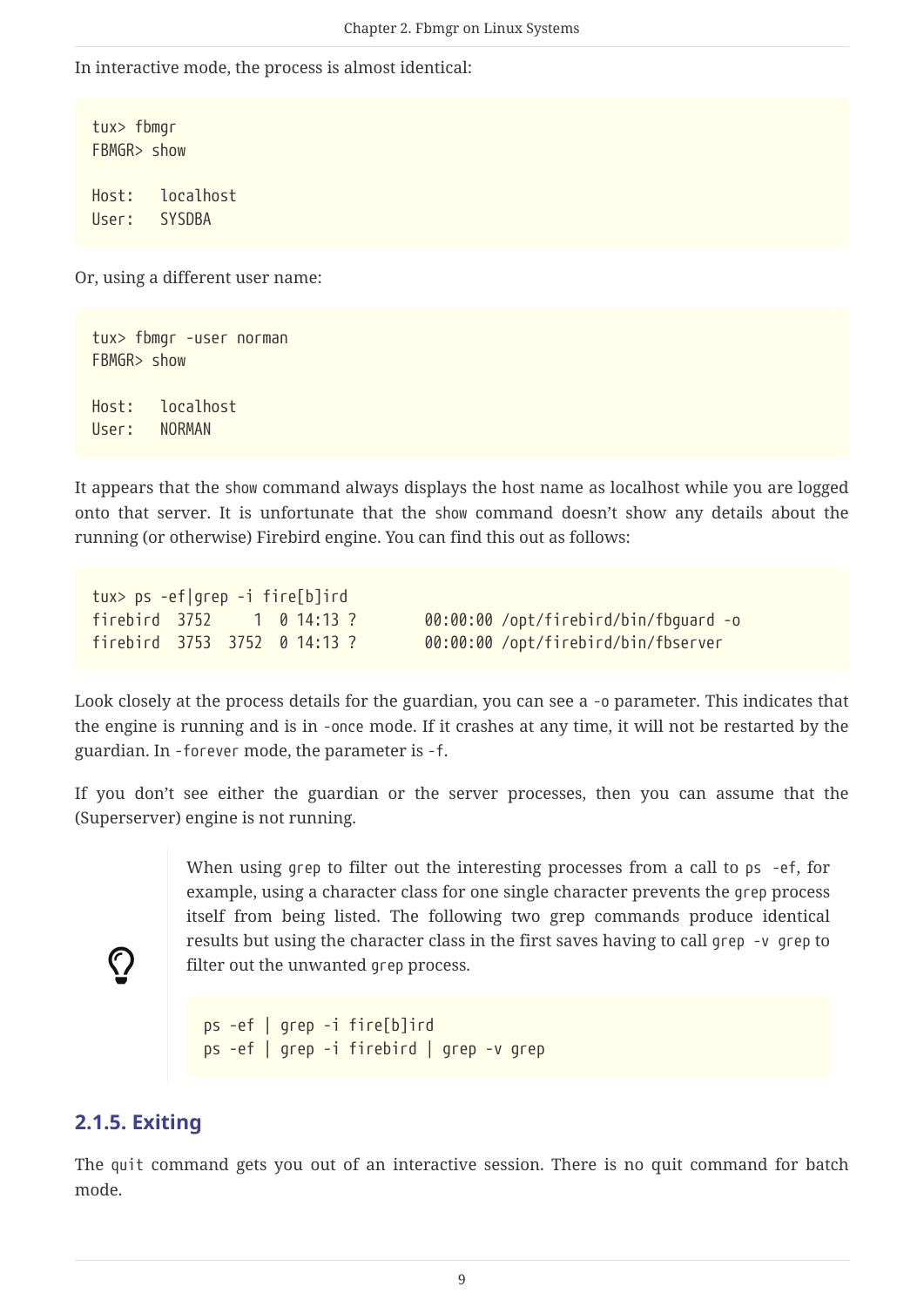In interactive mode, the process is almost identical:

```
tux> fbmgr
FBMGR> show

Host:   localhost
User:   SYSDBA
```

Or, using a different user name:

```
tux> fbmgr -user norman
FBMGR> show

Host:   localhost
User:   NORMAN
```

It appears that the `show` command always displays the host name as localhost while you are logged onto that server. It is unfortunate that the `show` command doesn't show any details about the running (or otherwise) Firebird engine. You can find this out as follows:

```
tux> ps -ef|grep -i fire[b]ird
firebird  3752     1  0 14:13 ?        00:00:00 /opt/firebird/bin/fbguard -o
firebird  3753  3752  0 14:13 ?        00:00:00 /opt/firebird/bin/fbserver
```

Look closely at the process details for the guardian, you can see a `-o` parameter. This indicates that the engine is running and is in `-once` mode. If it crashes at any time, it will not be restarted by the guardian. In `-forever` mode, the parameter is `-f`.

If you don't see either the guardian or the server processes, then you can assume that the (Superserver) engine is not running.

> When using `grep` to filter out the interesting processes from a call to `ps -ef`, for example, using a character class for one single character prevents the `grep` process itself from being listed. The following two grep commands produce identical results but using the character class in the first saves having to call `grep -v grep` to filter out the unwanted `grep` process.
>
> ```
> ps -ef | grep -i fire[b]ird
> ps -ef | grep -i firebird | grep -v grep
> ```

### 2.1.5. Exiting

The `quit` command gets you out of an interactive session. There is no quit command for batch mode.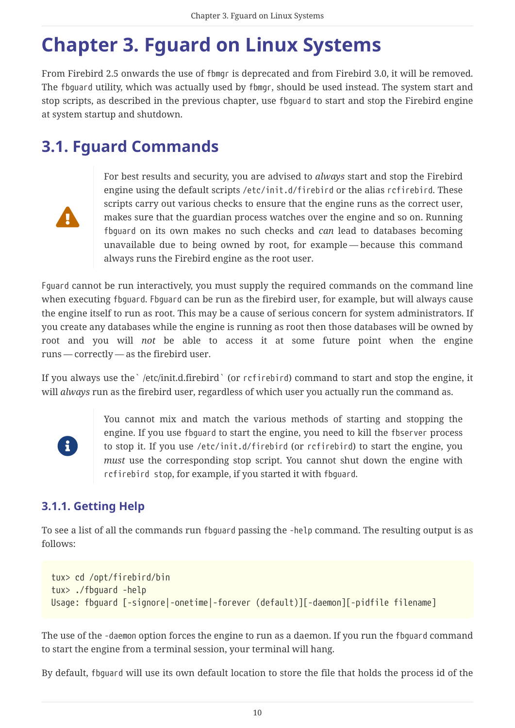# Chapter 3. Fguard on Linux Systems

From Firebird 2.5 onwards the use of `fbmgr` is deprecated and from Firebird 3.0, it will be removed. The `fbguard` utility, which was actually used by `fbmgr`, should be used instead. The system start and stop scripts, as described in the previous chapter, use `fbguard` to start and stop the Firebird engine at system startup and shutdown.

## 3.1. Fguard Commands

> **Warning**
>
> For best results and security, you are advised to *always* start and stop the Firebird engine using the default scripts `/etc/init.d/firebird` or the alias `rcfirebird`. These scripts carry out various checks to ensure that the engine runs as the correct user, makes sure that the guardian process watches over the engine and so on. Running `fbguard` on its own makes no such checks and *can* lead to databases becoming unavailable due to being owned by root, for example — because this command always runs the Firebird engine as the root user.

`Fguard` cannot be run interactively, you must supply the required commands on the command line when executing `fbguard`. `Fbguard` can be run as the firebird user, for example, but will always cause the engine itself to run as root. This may be a cause of serious concern for system administrators. If you create any databases while the engine is running as root then those databases will be owned by root and you will *not* be able to access it at some future point when the engine runs — correctly — as the firebird user.

If you always use the` /etc/init.d.firebird` (or `rcfirebird`) command to start and stop the engine, it will *always* run as the firebird user, regardless of which user you actually run the command as.

> **Note**
>
> You cannot mix and match the various methods of starting and stopping the engine. If you use `fbguard` to start the engine, you need to kill the `fbserver` process to stop it. If you use `/etc/init.d/firebird` (or `rcfirebird`) to start the engine, you *must* use the corresponding stop script. You cannot shut down the engine with `rcfirebird stop`, for example, if you started it with `fbguard`.

### 3.1.1. Getting Help

To see a list of all the commands run `fbguard` passing the `-help` command. The resulting output is as follows:

```
tux> cd /opt/firebird/bin
tux> ./fbguard -help
Usage: fbguard [-signore|-onetime|-forever (default)][-daemon][-pidfile filename]
```

The use of the `-daemon` option forces the engine to run as a daemon. If you run the `fbguard` command to start the engine from a terminal session, your terminal will hang.

By default, `fbguard` will use its own default location to store the file that holds the process id of the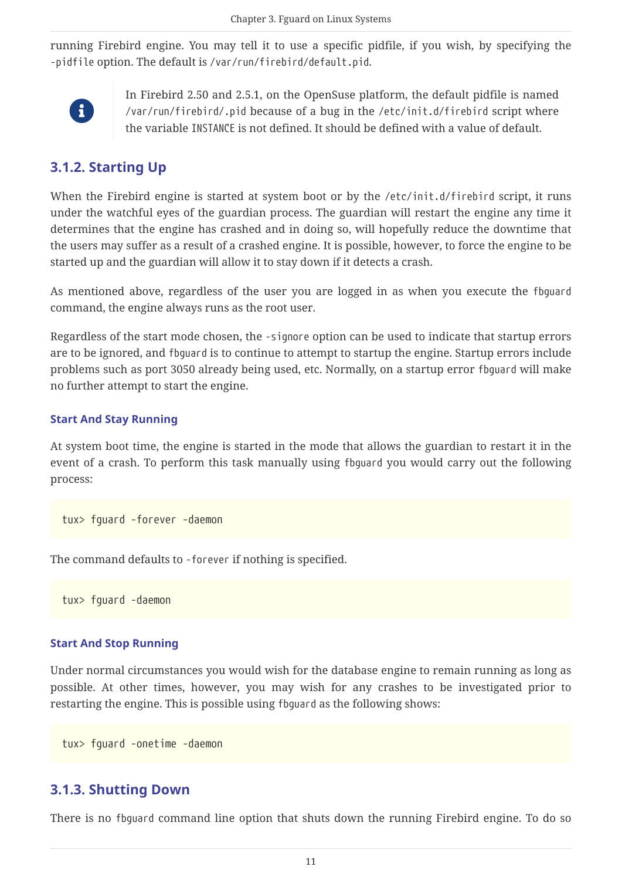running Firebird engine. You may tell it to use a specific pidfile, if you wish, by specifying the `-pidfile` option. The default is `/var/run/firebird/default.pid`.

> In Firebird 2.50 and 2.5.1, on the OpenSuse platform, the default pidfile is named `/var/run/firebird/.pid` because of a bug in the `/etc/init.d/firebird` script where the variable `INSTANCE` is not defined. It should be defined with a value of default.

## 3.1.2. Starting Up

When the Firebird engine is started at system boot or by the `/etc/init.d/firebird` script, it runs under the watchful eyes of the guardian process. The guardian will restart the engine any time it determines that the engine has crashed and in doing so, will hopefully reduce the downtime that the users may suffer as a result of a crashed engine. It is possible, however, to force the engine to be started up and the guardian will allow it to stay down if it detects a crash.

As mentioned above, regardless of the user you are logged in as when you execute the `fbguard` command, the engine always runs as the root user.

Regardless of the start mode chosen, the `-signore` option can be used to indicate that startup errors are to be ignored, and `fbguard` is to continue to attempt to startup the engine. Startup errors include problems such as port 3050 already being used, etc. Normally, on a startup error `fbguard` will make no further attempt to start the engine.

### Start And Stay Running

At system boot time, the engine is started in the mode that allows the guardian to restart it in the event of a crash. To perform this task manually using `fbguard` you would carry out the following process:

```
tux> fguard -forever -daemon
```

The command defaults to `-forever` if nothing is specified.

```
tux> fguard -daemon
```

### Start And Stop Running

Under normal circumstances you would wish for the database engine to remain running as long as possible. At other times, however, you may wish for any crashes to be investigated prior to restarting the engine. This is possible using `fbguard` as the following shows:

```
tux> fguard -onetime -daemon
```

## 3.1.3. Shutting Down

There is no `fbguard` command line option that shuts down the running Firebird engine. To do so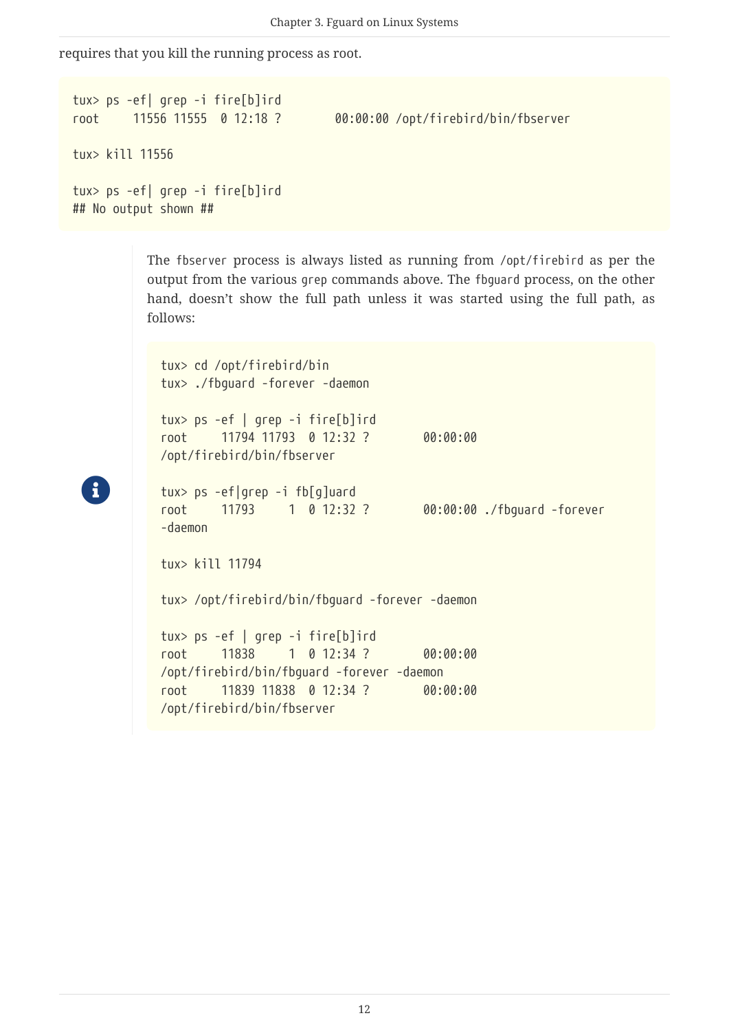requires that you kill the running process as root.

```
tux> ps -ef| grep -i fire[b]ird
root      11556 11555  0 12:18 ?        00:00:00 /opt/firebird/bin/fbserver

tux> kill 11556

tux> ps -ef| grep -i fire[b]ird
## No output shown ##
```

> The `fbserver` process is always listed as running from `/opt/firebird` as per the output from the various `grep` commands above. The `fbguard` process, on the other hand, doesn't show the full path unless it was started using the full path, as follows:
>
> ```
> tux> cd /opt/firebird/bin
> tux> ./fbguard -forever -daemon
>
> tux> ps -ef | grep -i fire[b]ird
> root      11794 11793  0 12:32 ?        00:00:00
> /opt/firebird/bin/fbserver
>
> tux> ps -ef|grep -i fb[g]uard
> root      11793     1  0 12:32 ?        00:00:00 ./fbguard -forever
> -daemon
>
> tux> kill 11794
>
> tux> /opt/firebird/bin/fbguard -forever -daemon
>
> tux> ps -ef | grep -i fire[b]ird
> root      11838     1  0 12:34 ?        00:00:00
> /opt/firebird/bin/fbguard -forever -daemon
> root      11839 11838  0 12:34 ?        00:00:00
> /opt/firebird/bin/fbserver
> ```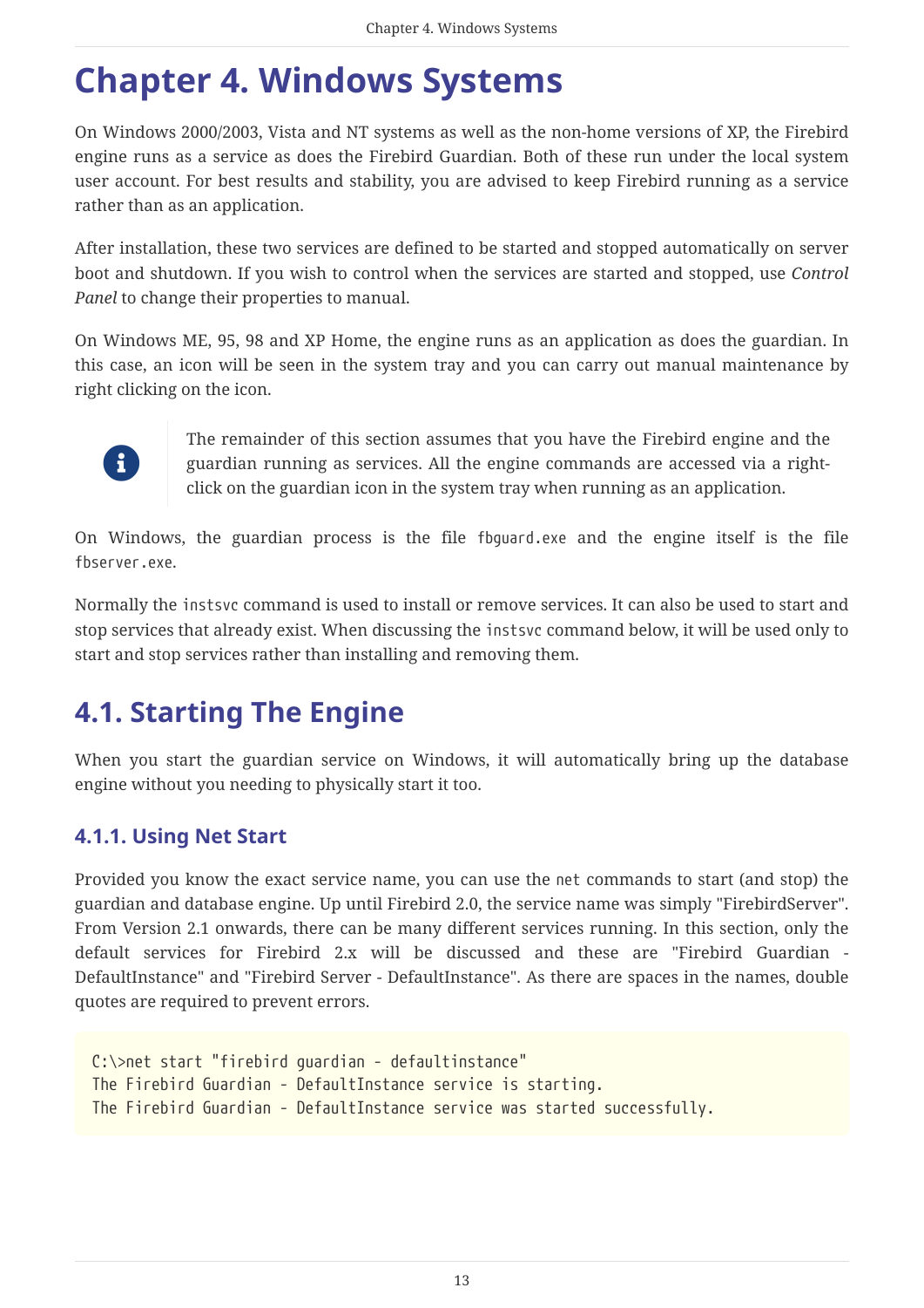# Chapter 4. Windows Systems

On Windows 2000/2003, Vista and NT systems as well as the non-home versions of XP, the Firebird engine runs as a service as does the Firebird Guardian. Both of these run under the local system user account. For best results and stability, you are advised to keep Firebird running as a service rather than as an application.

After installation, these two services are defined to be started and stopped automatically on server boot and shutdown. If you wish to control when the services are started and stopped, use *Control Panel* to change their properties to manual.

On Windows ME, 95, 98 and XP Home, the engine runs as an application as does the guardian. In this case, an icon will be seen in the system tray and you can carry out manual maintenance by right clicking on the icon.

> The remainder of this section assumes that you have the Firebird engine and the guardian running as services. All the engine commands are accessed via a right-click on the guardian icon in the system tray when running as an application.

On Windows, the guardian process is the file `fbguard.exe` and the engine itself is the file `fbserver.exe`.

Normally the `instsvc` command is used to install or remove services. It can also be used to start and stop services that already exist. When discussing the `instsvc` command below, it will be used only to start and stop services rather than installing and removing them.

## 4.1. Starting The Engine

When you start the guardian service on Windows, it will automatically bring up the database engine without you needing to physically start it too.

### 4.1.1. Using Net Start

Provided you know the exact service name, you can use the `net` commands to start (and stop) the guardian and database engine. Up until Firebird 2.0, the service name was simply "FirebirdServer". From Version 2.1 onwards, there can be many different services running. In this section, only the default services for Firebird 2.x will be discussed and these are "Firebird Guardian - DefaultInstance" and "Firebird Server - DefaultInstance". As there are spaces in the names, double quotes are required to prevent errors.

```
C:\>net start "firebird guardian - defaultinstance"
The Firebird Guardian - DefaultInstance service is starting.
The Firebird Guardian - DefaultInstance service was started successfully.
```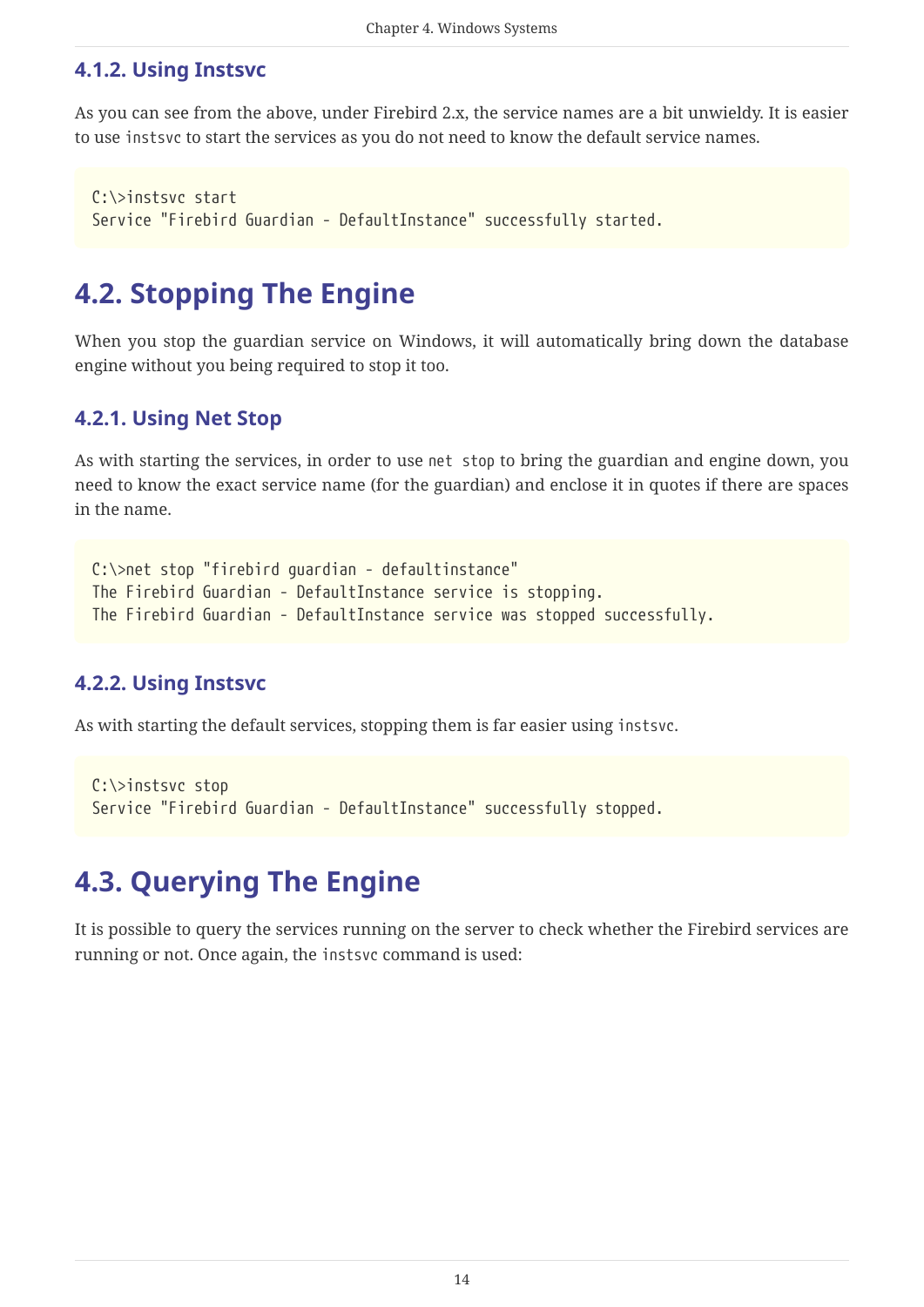### 4.1.2. Using Instsvc

As you can see from the above, under Firebird 2.x, the service names are a bit unwieldy. It is easier to use `instsvc` to start the services as you do not need to know the default service names.

```
C:\>instsvc start
Service "Firebird Guardian - DefaultInstance" successfully started.
```

## 4.2. Stopping The Engine

When you stop the guardian service on Windows, it will automatically bring down the database engine without you being required to stop it too.

### 4.2.1. Using Net Stop

As with starting the services, in order to use `net stop` to bring the guardian and engine down, you need to know the exact service name (for the guardian) and enclose it in quotes if there are spaces in the name.

```
C:\>net stop "firebird guardian - defaultinstance"
The Firebird Guardian - DefaultInstance service is stopping.
The Firebird Guardian - DefaultInstance service was stopped successfully.
```

### 4.2.2. Using Instsvc

As with starting the default services, stopping them is far easier using `instsvc`.

```
C:\>instsvc stop
Service "Firebird Guardian - DefaultInstance" successfully stopped.
```

## 4.3. Querying The Engine

It is possible to query the services running on the server to check whether the Firebird services are running or not. Once again, the `instsvc` command is used: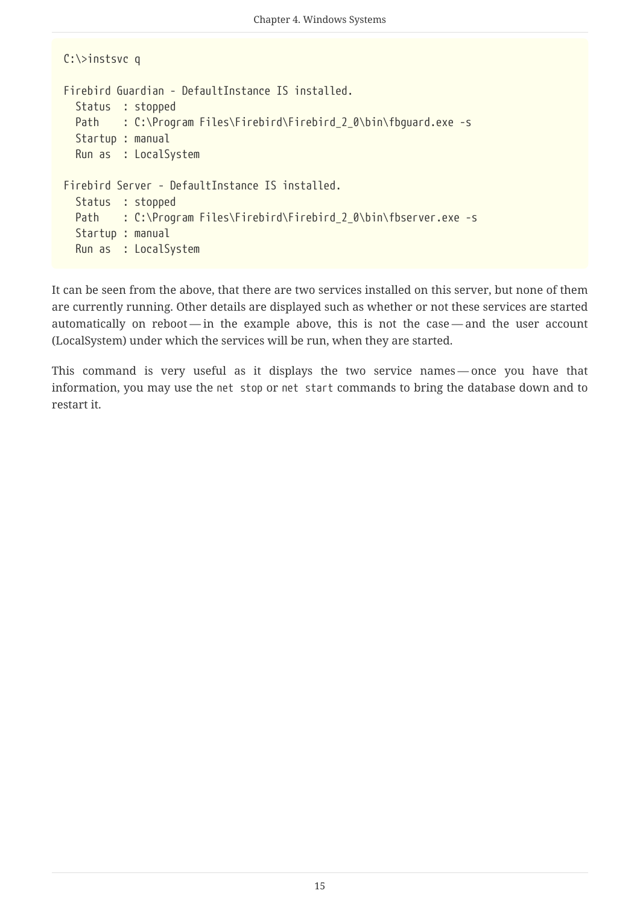```
C:\>instsvc q

Firebird Guardian - DefaultInstance IS installed.
  Status  : stopped
  Path    : C:\Program Files\Firebird\Firebird_2_0\bin\fbguard.exe -s
  Startup : manual
  Run as  : LocalSystem

Firebird Server - DefaultInstance IS installed.
  Status  : stopped
  Path    : C:\Program Files\Firebird\Firebird_2_0\bin\fbserver.exe -s
  Startup : manual
  Run as  : LocalSystem
```

It can be seen from the above, that there are two services installed on this server, but none of them are currently running. Other details are displayed such as whether or not these services are started automatically on reboot — in the example above, this is not the case — and the user account (LocalSystem) under which the services will be run, when they are started.

This command is very useful as it displays the two service names — once you have that information, you may use the `net stop` or `net start` commands to bring the database down and to restart it.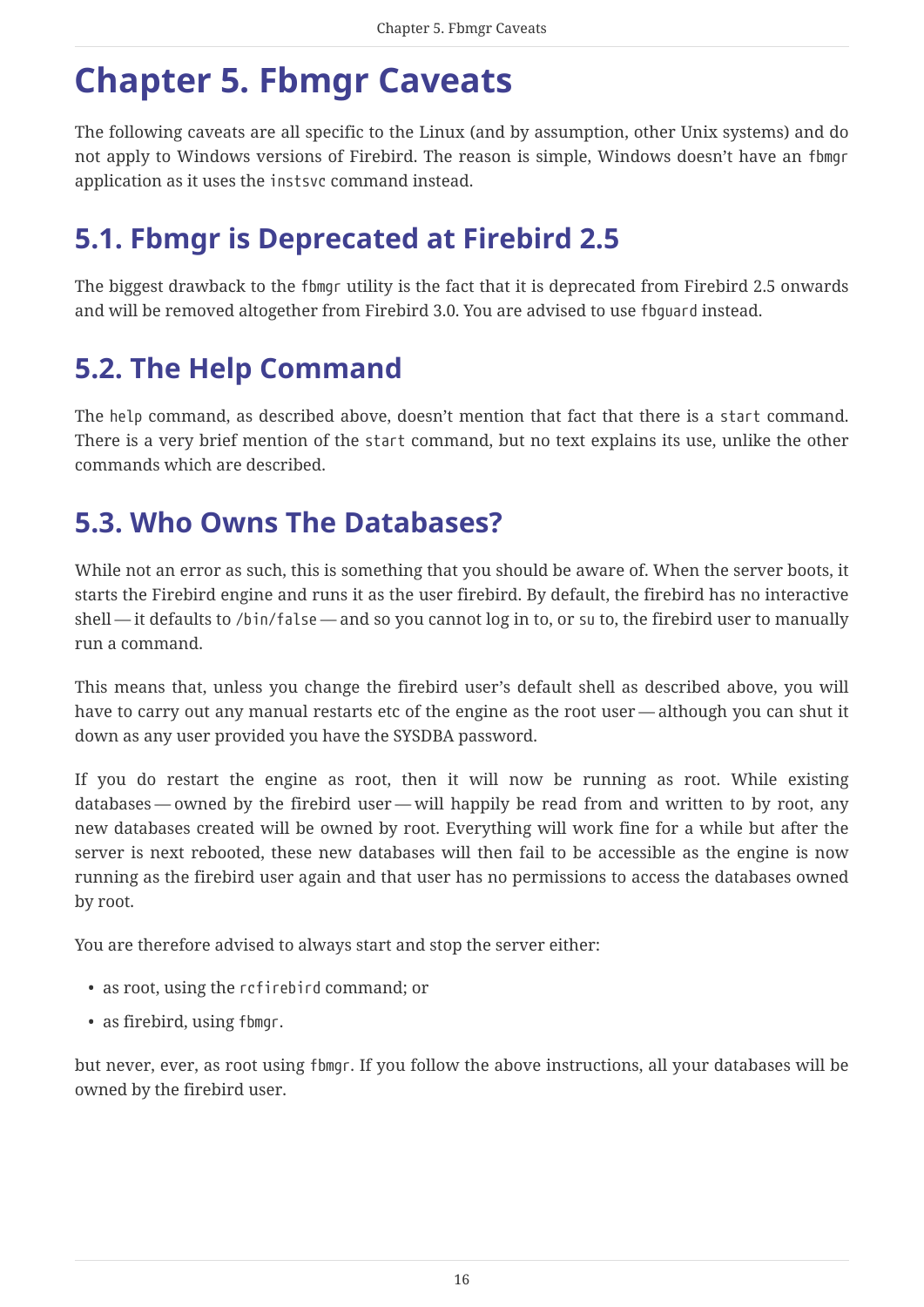# Chapter 5. Fbmgr Caveats

The following caveats are all specific to the Linux (and by assumption, other Unix systems) and do not apply to Windows versions of Firebird. The reason is simple, Windows doesn't have an `fbmgr` application as it uses the `instsvc` command instead.

## 5.1. Fbmgr is Deprecated at Firebird 2.5

The biggest drawback to the `fbmgr` utility is the fact that it is deprecated from Firebird 2.5 onwards and will be removed altogether from Firebird 3.0. You are advised to use `fbguard` instead.

## 5.2. The Help Command

The `help` command, as described above, doesn't mention that fact that there is a `start` command. There is a very brief mention of the `start` command, but no text explains its use, unlike the other commands which are described.

## 5.3. Who Owns The Databases?

While not an error as such, this is something that you should be aware of. When the server boots, it starts the Firebird engine and runs it as the user firebird. By default, the firebird has no interactive shell — it defaults to `/bin/false` — and so you cannot log in to, or `su` to, the firebird user to manually run a command.

This means that, unless you change the firebird user's default shell as described above, you will have to carry out any manual restarts etc of the engine as the root user — although you can shut it down as any user provided you have the SYSDBA password.

If you do restart the engine as root, then it will now be running as root. While existing databases — owned by the firebird user — will happily be read from and written to by root, any new databases created will be owned by root. Everything will work fine for a while but after the server is next rebooted, these new databases will then fail to be accessible as the engine is now running as the firebird user again and that user has no permissions to access the databases owned by root.

You are therefore advised to always start and stop the server either:

- as root, using the `rcfirebird` command; or
- as firebird, using `fbmgr`.

but never, ever, as root using `fbmgr`. If you follow the above instructions, all your databases will be owned by the firebird user.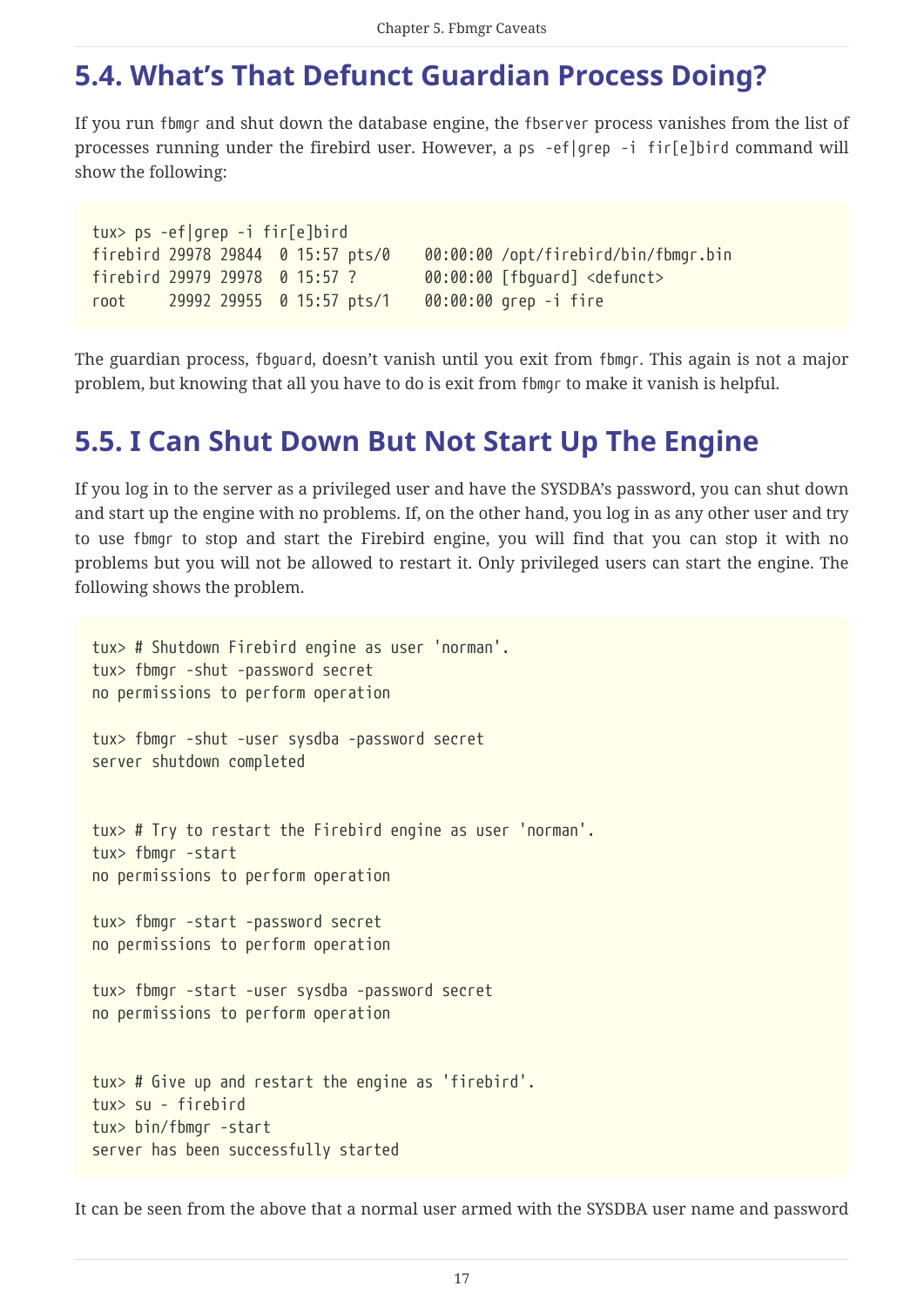## 5.4. What's That Defunct Guardian Process Doing?

If you run fbmgr and shut down the database engine, the fbserver process vanishes from the list of processes running under the firebird user. However, a ps -ef|grep -i fir[e]bird command will show the following:

```
tux> ps -ef|grep -i fir[e]bird
firebird 29978 29844  0 15:57 pts/0    00:00:00 /opt/firebird/bin/fbmgr.bin
firebird 29979 29978  0 15:57 ?        00:00:00 [fbguard] <defunct>
root     29992 29955  0 15:57 pts/1    00:00:00 grep -i fire
```

The guardian process, fbguard, doesn't vanish until you exit from fbmgr. This again is not a major problem, but knowing that all you have to do is exit from fbmgr to make it vanish is helpful.

## 5.5. I Can Shut Down But Not Start Up The Engine

If you log in to the server as a privileged user and have the SYSDBA's password, you can shut down and start up the engine with no problems. If, on the other hand, you log in as any other user and try to use fbmgr to stop and start the Firebird engine, you will find that you can stop it with no problems but you will not be allowed to restart it. Only privileged users can start the engine. The following shows the problem.

```
tux> # Shutdown Firebird engine as user 'norman'.
tux> fbmgr -shut -password secret
no permissions to perform operation

tux> fbmgr -shut -user sysdba -password secret
server shutdown completed


tux> # Try to restart the Firebird engine as user 'norman'.
tux> fbmgr -start
no permissions to perform operation

tux> fbmgr -start -password secret
no permissions to perform operation

tux> fbmgr -start -user sysdba -password secret
no permissions to perform operation


tux> # Give up and restart the engine as 'firebird'.
tux> su - firebird
tux> bin/fbmgr -start
server has been successfully started
```

It can be seen from the above that a normal user armed with the SYSDBA user name and password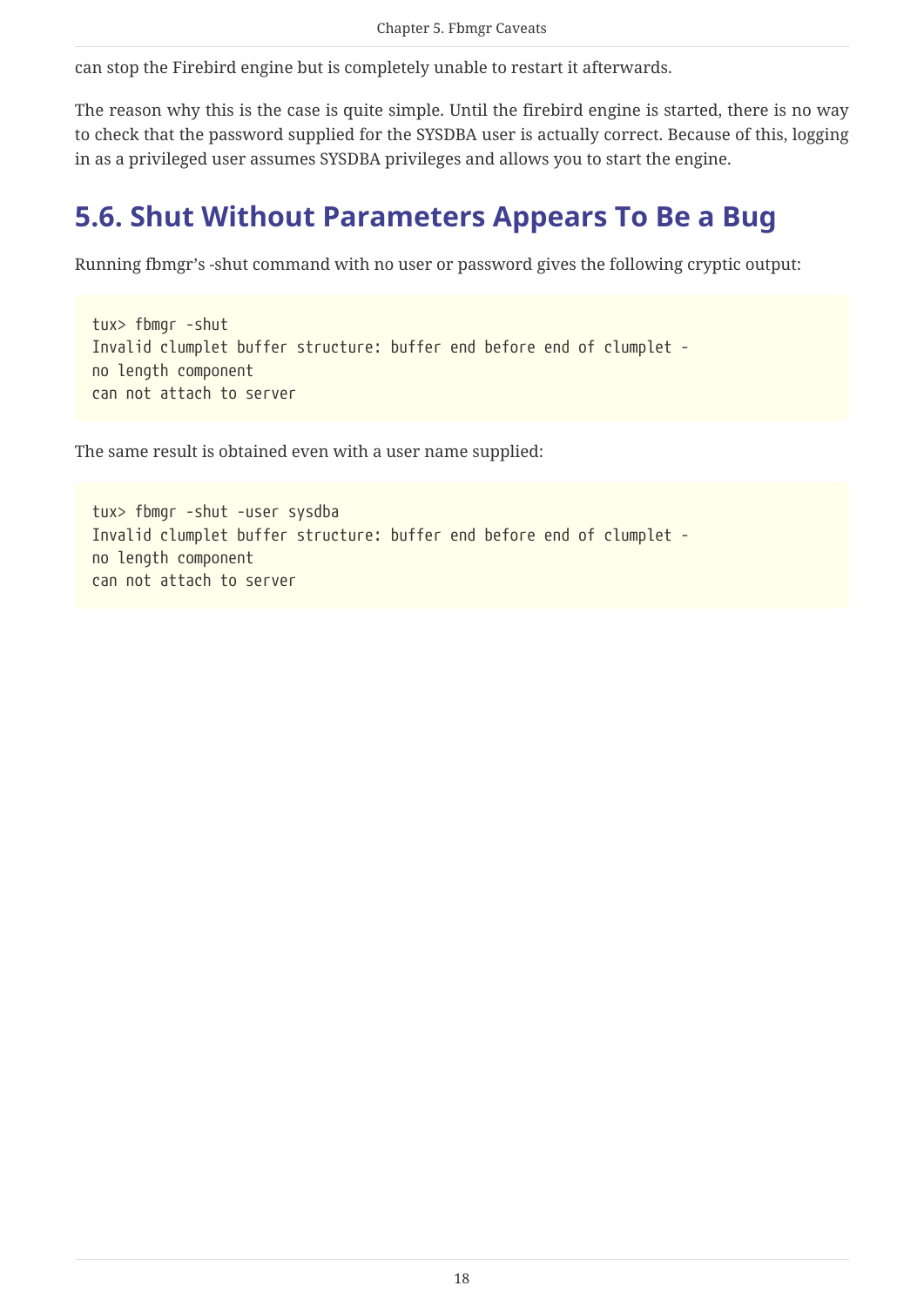can stop the Firebird engine but is completely unable to restart it afterwards.

The reason why this is the case is quite simple. Until the firebird engine is started, there is no way to check that the password supplied for the SYSDBA user is actually correct. Because of this, logging in as a privileged user assumes SYSDBA privileges and allows you to start the engine.

## 5.6. Shut Without Parameters Appears To Be a Bug

Running fbmgr's -shut command with no user or password gives the following cryptic output:

```
tux> fbmgr -shut
Invalid clumplet buffer structure: buffer end before end of clumplet -
no length component
can not attach to server
```

The same result is obtained even with a user name supplied:

```
tux> fbmgr -shut -user sysdba
Invalid clumplet buffer structure: buffer end before end of clumplet -
no length component
can not attach to server
```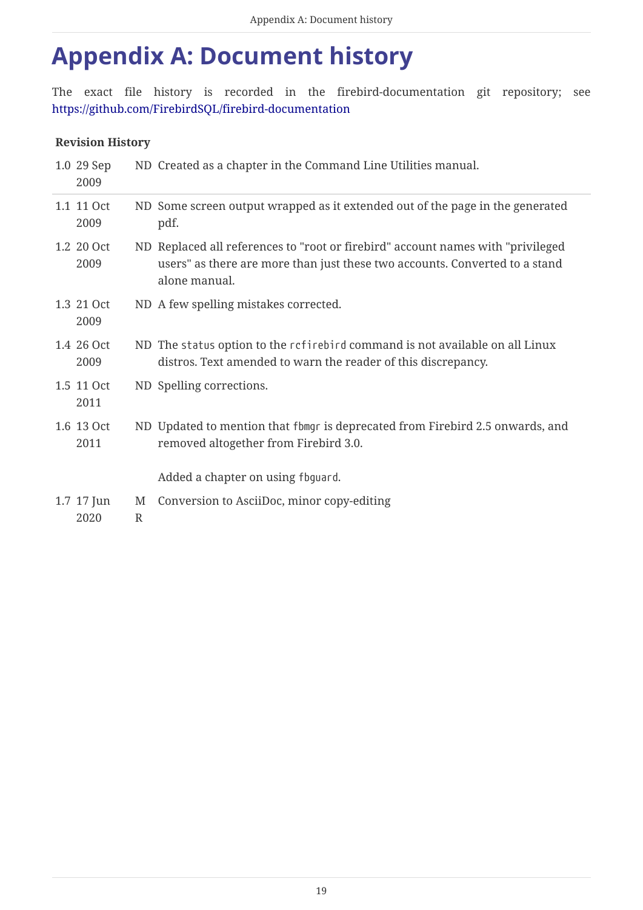# Appendix A: Document history

The exact file history is recorded in the firebird-documentation git repository; see https://github.com/FirebirdSQL/firebird-documentation

**Revision History**

| | | | |
|---|---|---|---|
| 1.0 | 29 Sep 2009 | ND | Created as a chapter in the Command Line Utilities manual. |
| 1.1 | 11 Oct 2009 | ND | Some screen output wrapped as it extended out of the page in the generated pdf. |
| 1.2 | 20 Oct 2009 | ND | Replaced all references to "root or firebird" account names with "privileged users" as there are more than just these two accounts. Converted to a stand alone manual. |
| 1.3 | 21 Oct 2009 | ND | A few spelling mistakes corrected. |
| 1.4 | 26 Oct 2009 | ND | The `status` option to the `rcfirebird` command is not available on all Linux distros. Text amended to warn the reader of this discrepancy. |
| 1.5 | 11 Oct 2011 | ND | Spelling corrections. |
| 1.6 | 13 Oct 2011 | ND | Updated to mention that `fbmgr` is deprecated from Firebird 2.5 onwards, and removed altogether from Firebird 3.0.<br><br>Added a chapter on using `fbguard`. |
| 1.7 | 17 Jun 2020 | MR | Conversion to AsciiDoc, minor copy-editing |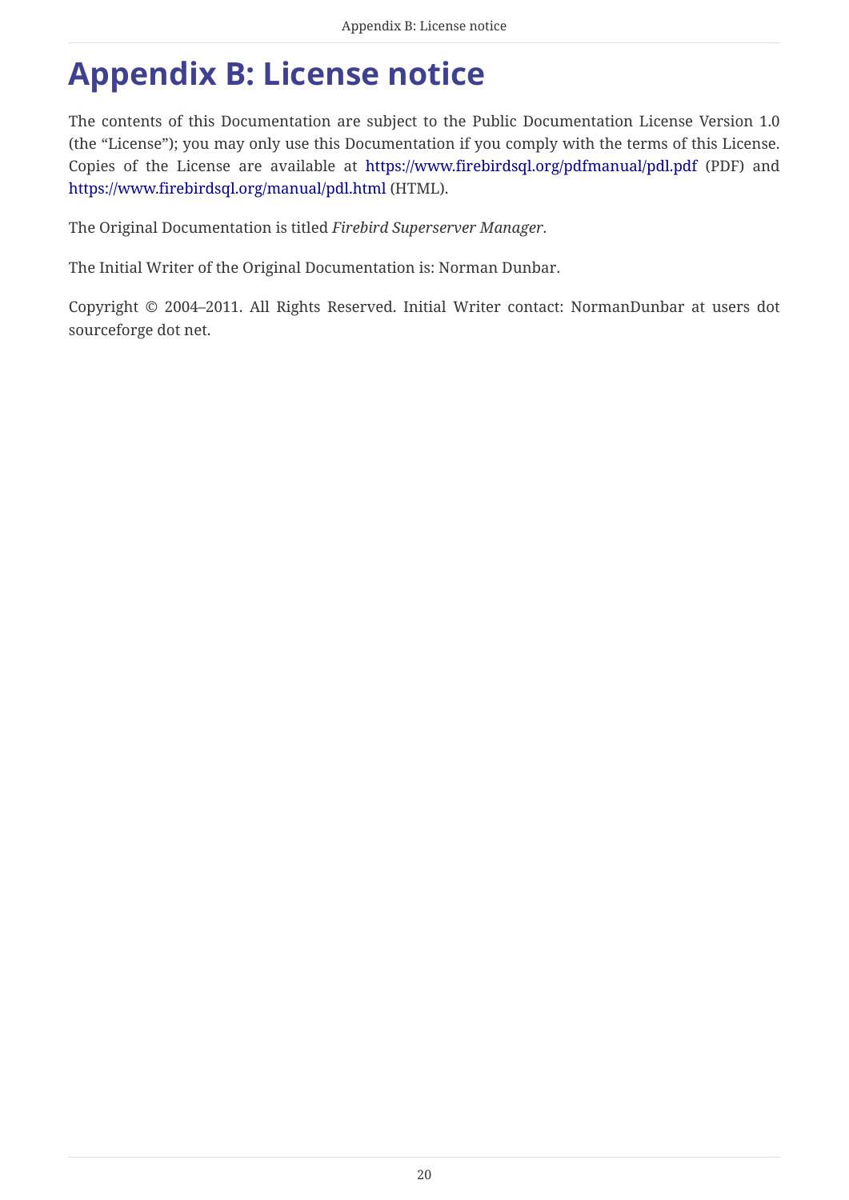# Appendix B: License notice

The contents of this Documentation are subject to the Public Documentation License Version 1.0 (the “License”); you may only use this Documentation if you comply with the terms of this License. Copies of the License are available at https://www.firebirdsql.org/pdfmanual/pdl.pdf (PDF) and https://www.firebirdsql.org/manual/pdl.html (HTML).

The Original Documentation is titled *Firebird Superserver Manager*.

The Initial Writer of the Original Documentation is: Norman Dunbar.

Copyright © 2004–2011. All Rights Reserved. Initial Writer contact: NormanDunbar at users dot sourceforge dot net.